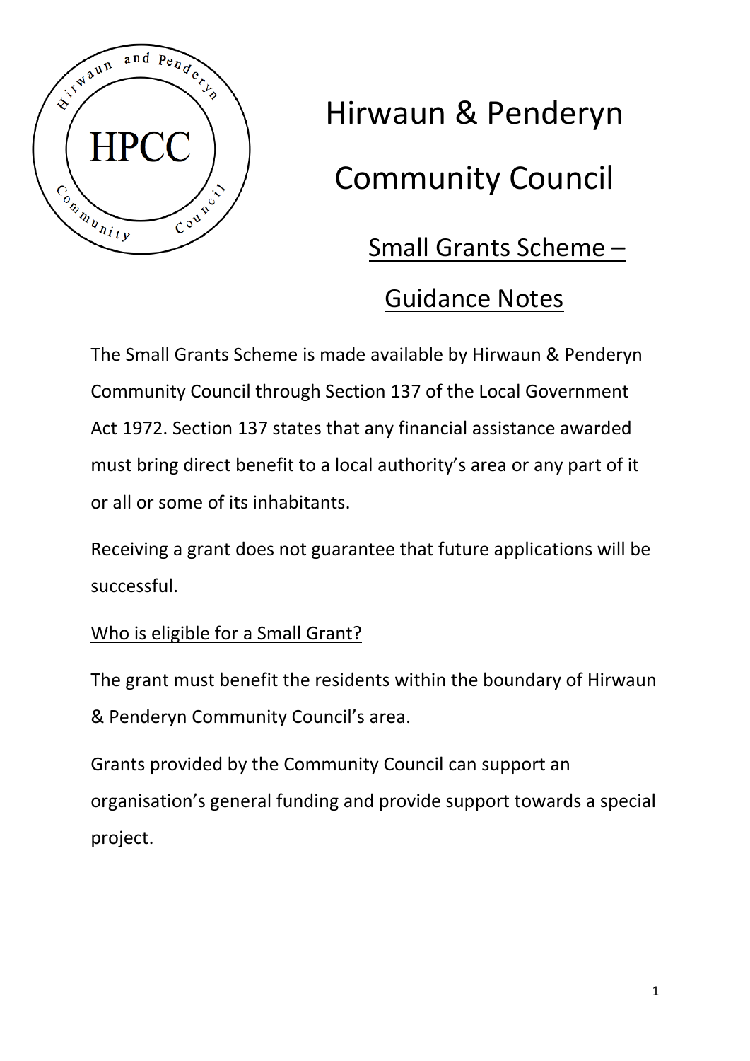# Hirwaun & Penderyn Community Council

## Small Grants Scheme – Guidance Notes

The Small Grants Scheme is made available by Hirwaun & Penderyn Community Council through Section 137 of the Local Government Act 1972. Section 137 states that any financial assistance awarded must bring direct benefit to a local authority's area or any part of it or all or some of its inhabitants.

Receiving a grant does not guarantee that future applications will be successful.

### Who is eligible for a Small Grant?

The grant must benefit the residents within the boundary of Hirwaun & Penderyn Community Council's area.

Grants provided by the Community Council can support an organisation's general funding and provide support towards a special project.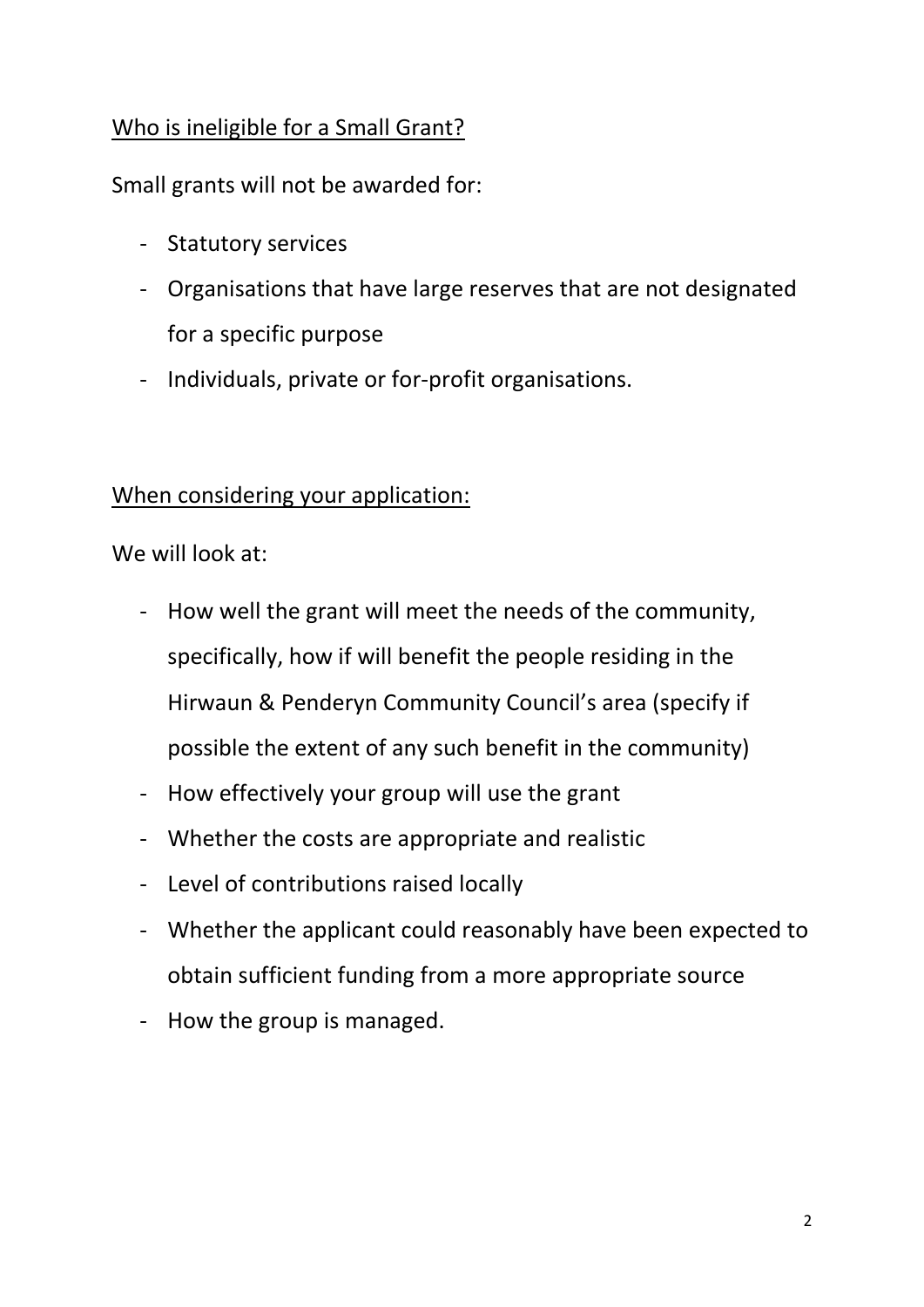<u>Who is ineligible for a Small Grant?</u>

Small grants will not be awarded for:

- Statutory services
- Organisations that have large reserves that are not designated for a specific purpose
- Individuals, private or for-profit organisations.

<u>When considering your application:</u>

We will look at:

- How well the grant will meet the needs of the community, specifically, how if will benefit the people residing in the Hirwaun & Penderyn Community Council's area (specify if possible the extent of any such benefit in the community)
- How effectively your group will use the grant
- Whether the costs are appropriate and realistic
- Level of contributions raised locally
- Whether the applicant could reasonably have been expected to obtain sufficient funding from a more appropriate source
- How the group is managed.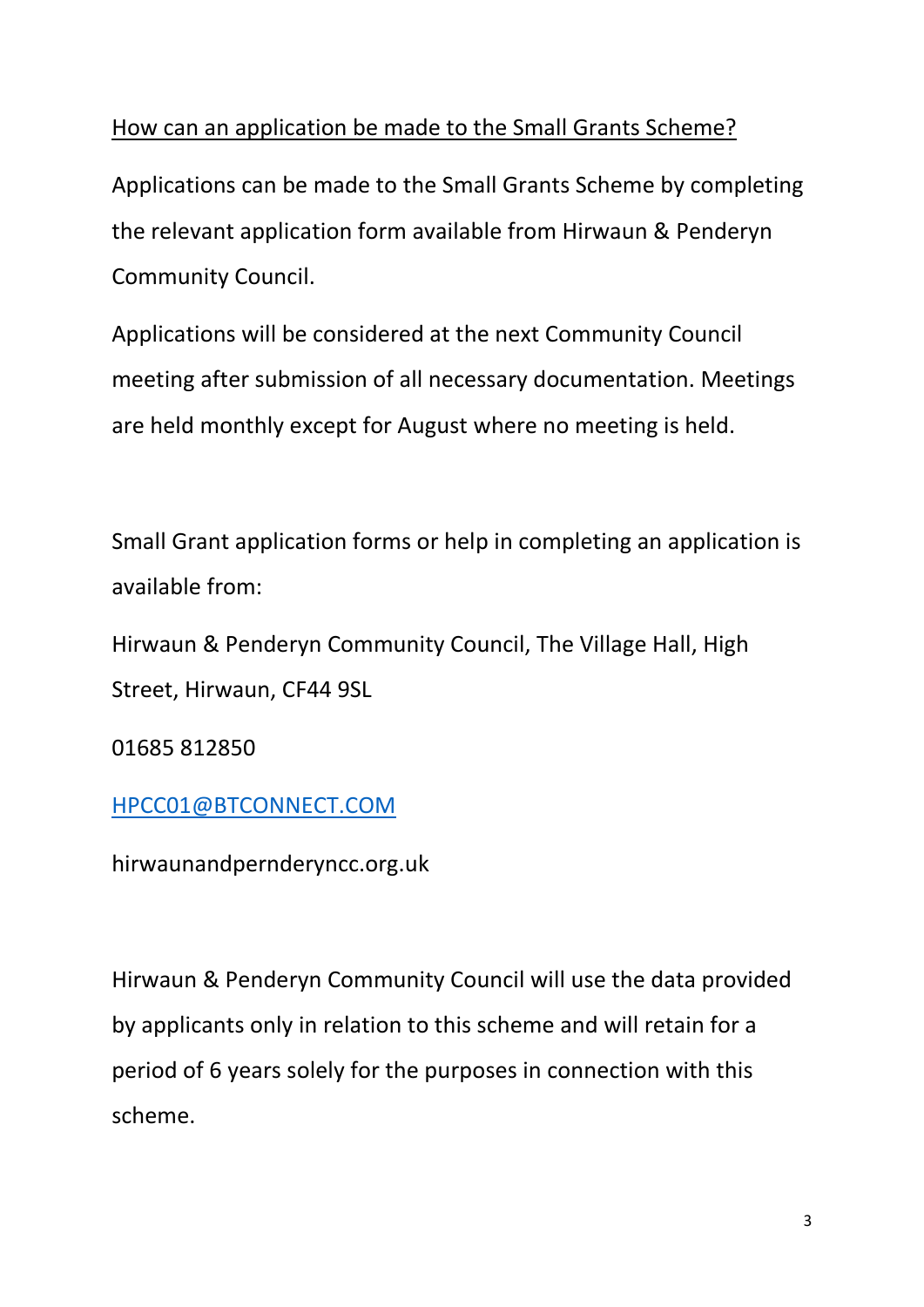## How can an application be made to the Small Grants Scheme?

Applications can be made to the Small Grants Scheme by completing the relevant application form available from Hirwaun & Penderyn Community Council.

Applications will be considered at the next Community Council meeting after submission of all necessary documentation. Meetings are held monthly except for August where no meeting is held.

Small Grant application forms or help in completing an application is available from:

Hirwaun & Penderyn Community Council, The Village Hall, High Street, Hirwaun, CF44 9SL

01685 812850

HPCC01@BTCONNECT.COM

hirwaunandpernderyncc.org.uk

Hirwaun & Penderyn Community Council will use the data provided by applicants only in relation to this scheme and will retain for a period of 6 years solely for the purposes in connection with this scheme.